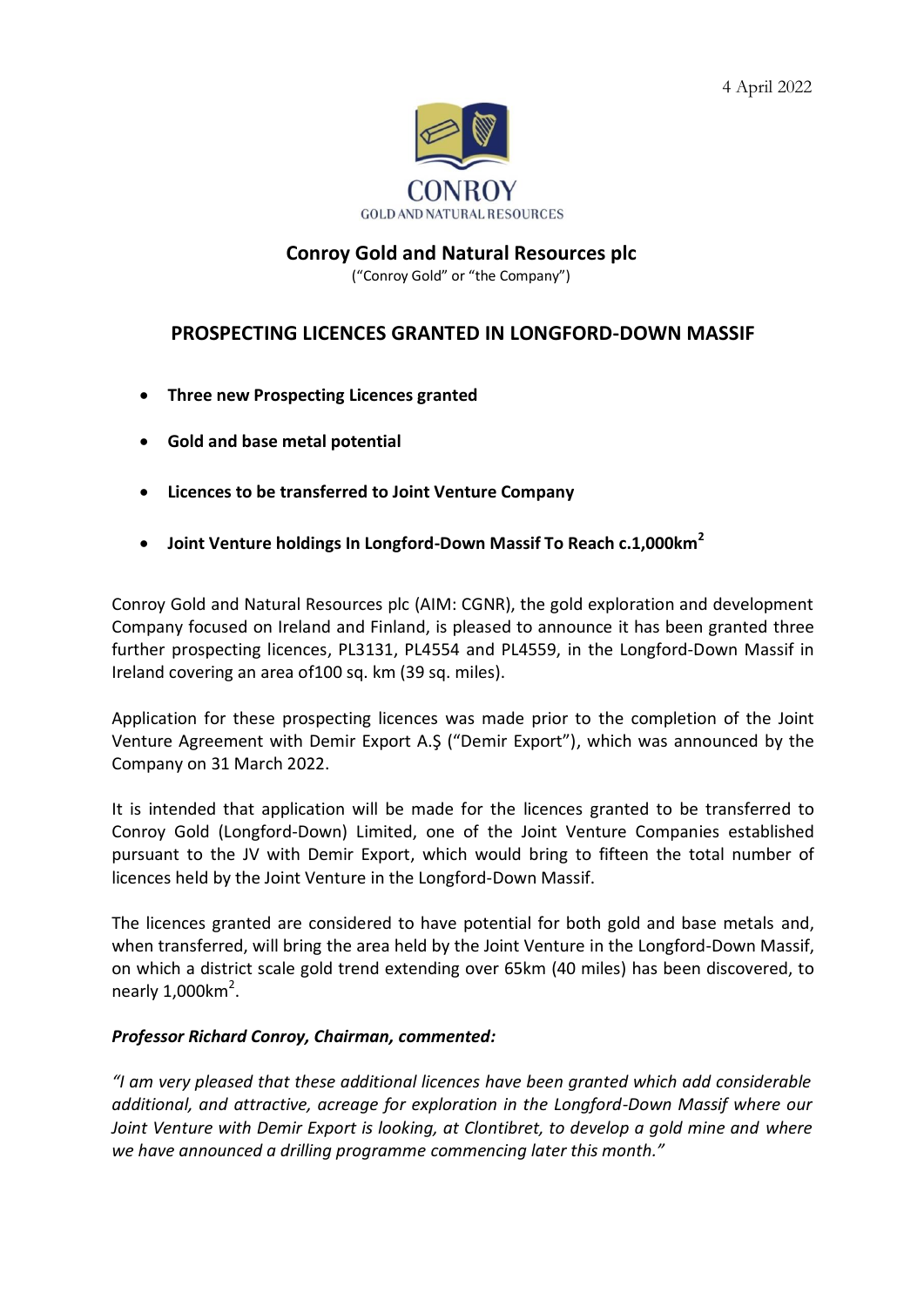4 April 2022

CONROY
GOLD AND NATURAL RESOURCES

## Conroy Gold and Natural Resources plc

("Conroy Gold" or "the Company")

# PROSPECTING LICENCES GRANTED IN LONGFORD-DOWN MASSIF

- **Three new Prospecting Licences granted**
- **Gold and base metal potential**
- **Licences to be transferred to Joint Venture Company**
- **Joint Venture holdings In Longford-Down Massif To Reach c.1,000km$^2$**

Conroy Gold and Natural Resources plc (AIM: CGNR), the gold exploration and development Company focused on Ireland and Finland, is pleased to announce it has been granted three further prospecting licences, PL3131, PL4554 and PL4559, in the Longford-Down Massif in Ireland covering an area of100 sq. km (39 sq. miles).

Application for these prospecting licences was made prior to the completion of the Joint Venture Agreement with Demir Export A.Ş ("Demir Export"), which was announced by the Company on 31 March 2022.

It is intended that application will be made for the licences granted to be transferred to Conroy Gold (Longford-Down) Limited, one of the Joint Venture Companies established pursuant to the JV with Demir Export, which would bring to fifteen the total number of licences held by the Joint Venture in the Longford-Down Massif.

The licences granted are considered to have potential for both gold and base metals and, when transferred, will bring the area held by the Joint Venture in the Longford-Down Massif, on which a district scale gold trend extending over 65km (40 miles) has been discovered, to nearly 1,000km$^2$.

***Professor Richard Conroy, Chairman, commented:***

*"I am very pleased that these additional licences have been granted which add considerable additional, and attractive, acreage for exploration in the Longford-Down Massif where our Joint Venture with Demir Export is looking, at Clontibret, to develop a gold mine and where we have announced a drilling programme commencing later this month."*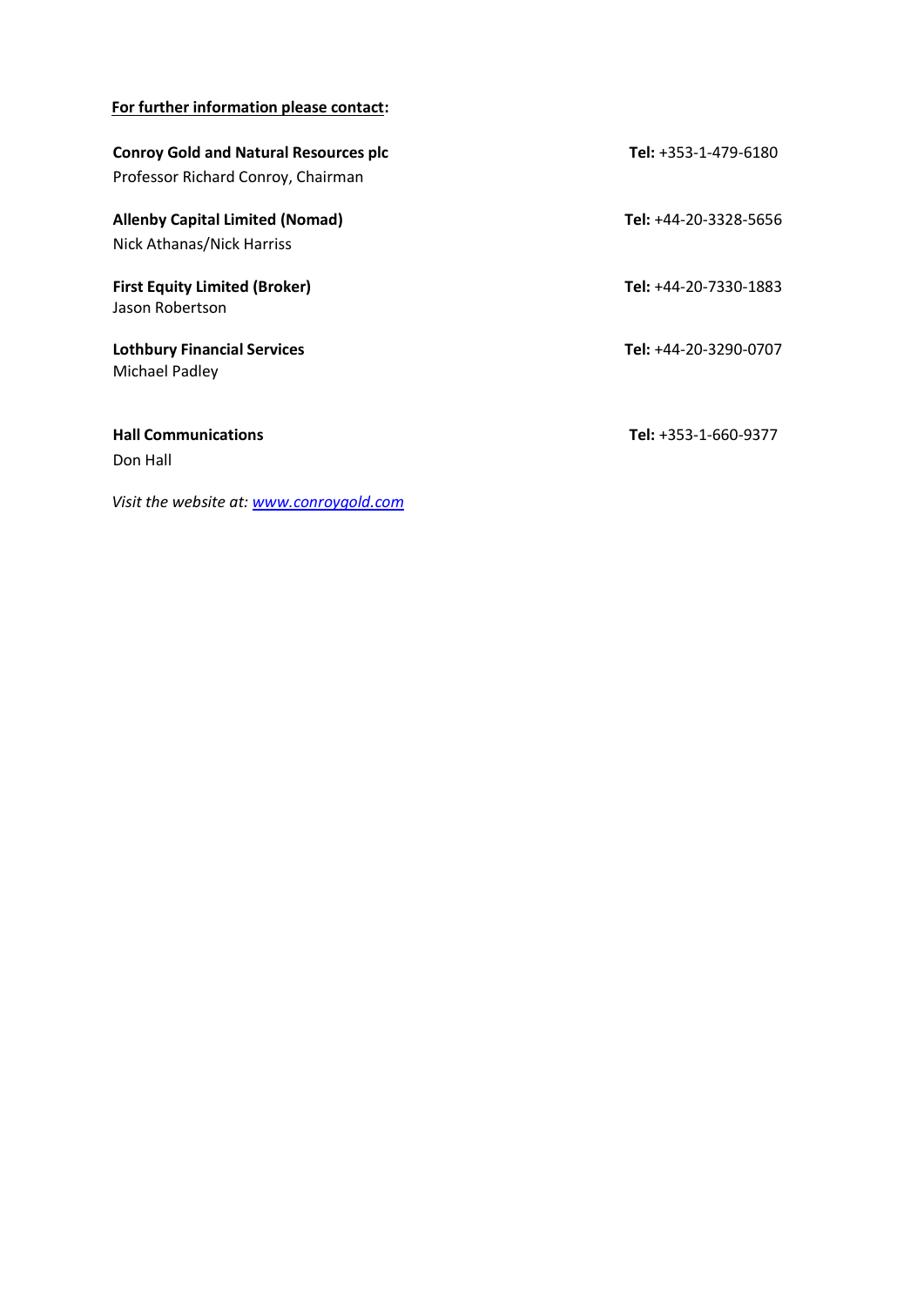**For further information please contact:**

**Conroy Gold and Natural Resources plc** **Tel:** +353-1-479-6180
Professor Richard Conroy, Chairman

**Allenby Capital Limited (Nomad)** **Tel:** +44-20-3328-5656
Nick Athanas/Nick Harriss

**First Equity Limited (Broker)** **Tel:** +44-20-7330-1883
Jason Robertson

**Lothbury Financial Services** **Tel:** +44-20-3290-0707
Michael Padley

**Hall Communications** **Tel:** +353-1-660-9377
Don Hall

*Visit the website at: www.conroygold.com*